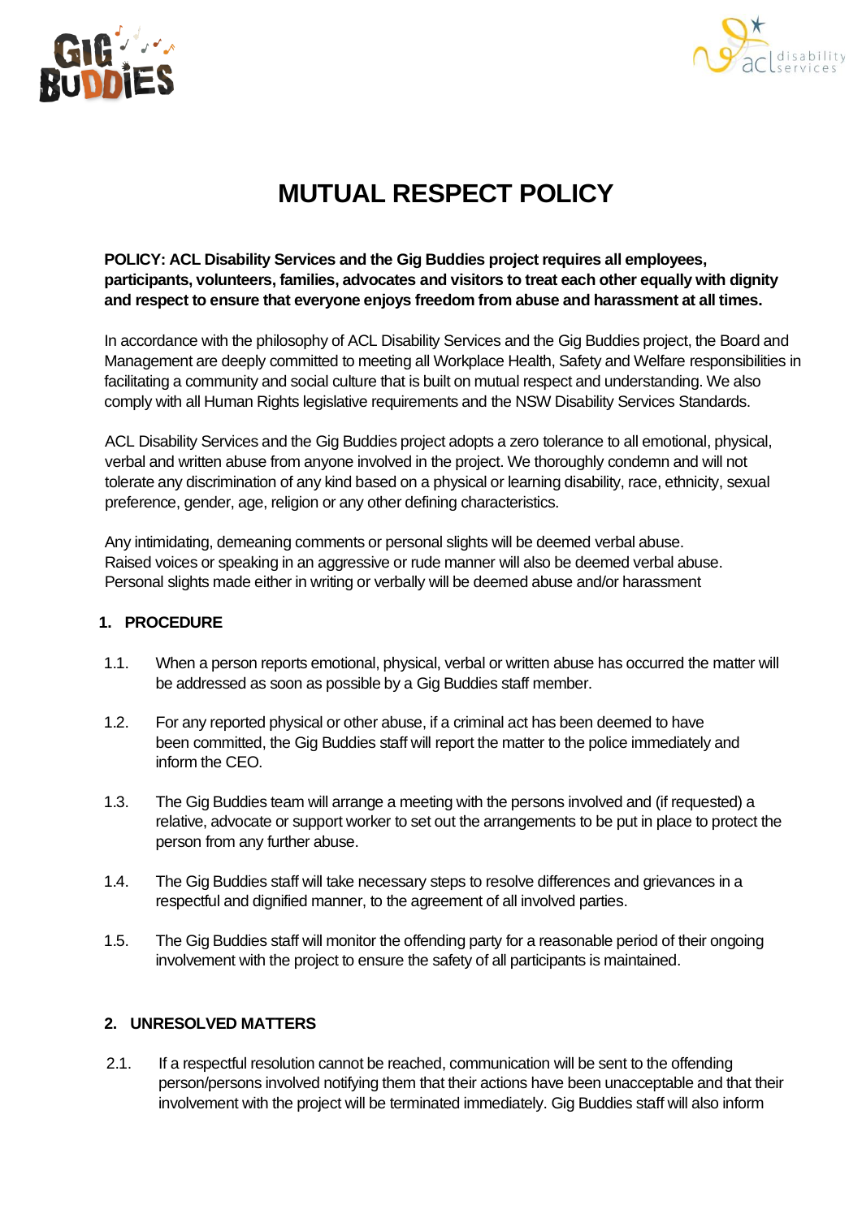# MUTUAL RESPECT POLICY

**POLICY: ACL Disability Services and the Gig Buddies project requires all employees, participants, volunteers, families, advocates and visitors to treat each other equally with dignity and respect to ensure that everyone enjoys freedom from abuse and harassment at all times.**

In accordance with the philosophy of ACL Disability Services and the Gig Buddies project, the Board and Management are deeply committed to meeting all Workplace Health, Safety and Welfare responsibilities in facilitating a community and social culture that is built on mutual respect and understanding. We also comply with all Human Rights legislative requirements and the NSW Disability Services Standards.

ACL Disability Services and the Gig Buddies project adopts a zero tolerance to all emotional, physical, verbal and written abuse from anyone involved in the project. We thoroughly condemn and will not tolerate any discrimination of any kind based on a physical or learning disability, race, ethnicity, sexual preference, gender, age, religion or any other defining characteristics.

Any intimidating, demeaning comments or personal slights will be deemed verbal abuse.
Raised voices or speaking in an aggressive or rude manner will also be deemed verbal abuse.
Personal slights made either in writing or verbally will be deemed abuse and/or harassment

## 1. PROCEDURE

1.1. When a person reports emotional, physical, verbal or written abuse has occurred the matter will be addressed as soon as possible by a Gig Buddies staff member.

1.2. For any reported physical or other abuse, if a criminal act has been deemed to have been committed, the Gig Buddies staff will report the matter to the police immediately and inform the CEO.

1.3. The Gig Buddies team will arrange a meeting with the persons involved and (if requested) a relative, advocate or support worker to set out the arrangements to be put in place to protect the person from any further abuse.

1.4. The Gig Buddies staff will take necessary steps to resolve differences and grievances in a respectful and dignified manner, to the agreement of all involved parties.

1.5. The Gig Buddies staff will monitor the offending party for a reasonable period of their ongoing involvement with the project to ensure the safety of all participants is maintained.

## 2. UNRESOLVED MATTERS

2.1. If a respectful resolution cannot be reached, communication will be sent to the offending person/persons involved notifying them that their actions have been unacceptable and that their involvement with the project will be terminated immediately. Gig Buddies staff will also inform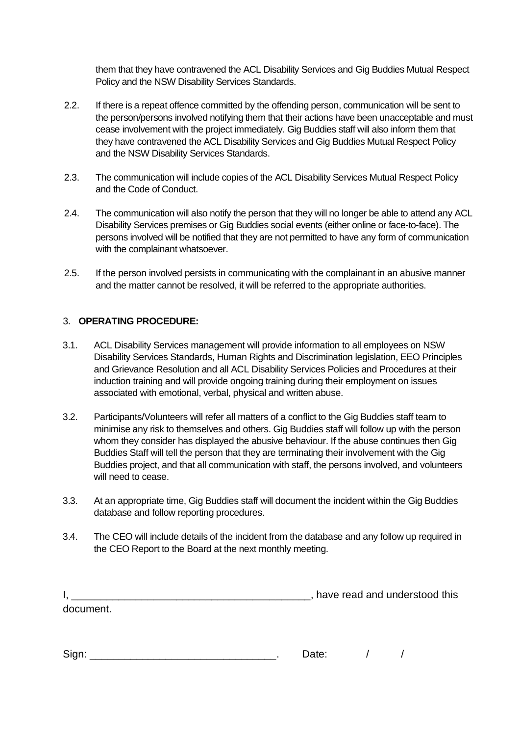them that they have contravened the ACL Disability Services and Gig Buddies Mutual Respect Policy and the NSW Disability Services Standards.

2.2. If there is a repeat offence committed by the offending person, communication will be sent to the person/persons involved notifying them that their actions have been unacceptable and must cease involvement with the project immediately. Gig Buddies staff will also inform them that they have contravened the ACL Disability Services and Gig Buddies Mutual Respect Policy and the NSW Disability Services Standards.

2.3. The communication will include copies of the ACL Disability Services Mutual Respect Policy and the Code of Conduct.

2.4. The communication will also notify the person that they will no longer be able to attend any ACL Disability Services premises or Gig Buddies social events (either online or face-to-face). The persons involved will be notified that they are not permitted to have any form of communication with the complainant whatsoever.

2.5. If the person involved persists in communicating with the complainant in an abusive manner and the matter cannot be resolved, it will be referred to the appropriate authorities.

## 3. **OPERATING PROCEDURE:**

3.1. ACL Disability Services management will provide information to all employees on NSW Disability Services Standards, Human Rights and Discrimination legislation, EEO Principles and Grievance Resolution and all ACL Disability Services Policies and Procedures at their induction training and will provide ongoing training during their employment on issues associated with emotional, verbal, physical and written abuse.

3.2. Participants/Volunteers will refer all matters of a conflict to the Gig Buddies staff team to minimise any risk to themselves and others. Gig Buddies staff will follow up with the person whom they consider has displayed the abusive behaviour. If the abuse continues then Gig Buddies Staff will tell the person that they are terminating their involvement with the Gig Buddies project, and that all communication with staff, the persons involved, and volunteers will need to cease.

3.3. At an appropriate time, Gig Buddies staff will document the incident within the Gig Buddies database and follow reporting procedures.

3.4. The CEO will include details of the incident from the database and any follow up required in the CEO Report to the Board at the next monthly meeting.

I, ________________________________________, have read and understood this document.

Sign: ______________________________. Date: / /